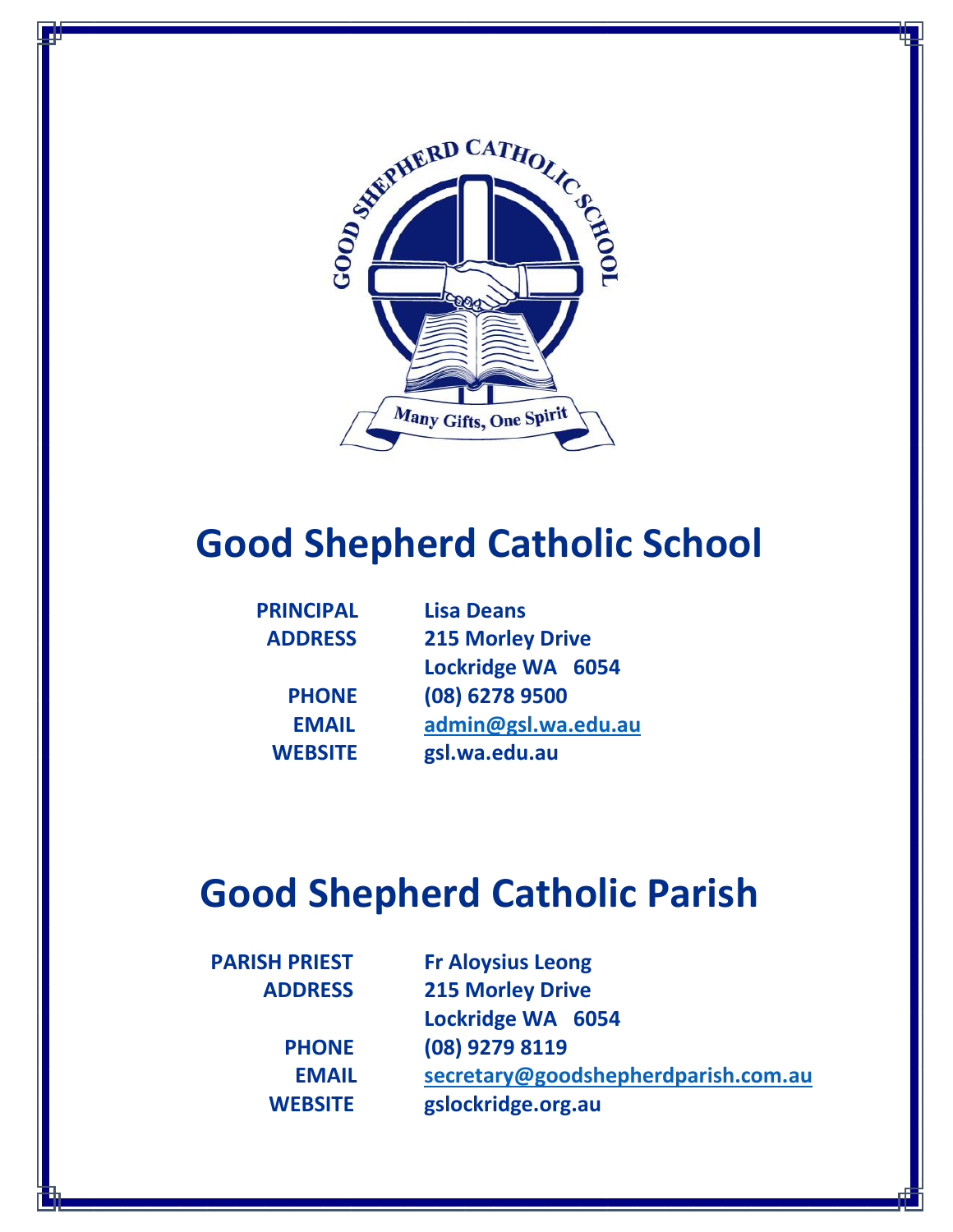# Good Shepherd Catholic School

| | |
|---|---|
| **PRINCIPAL** | **Lisa Deans** |
| **ADDRESS** | **215 Morley Drive** |
| | **Lockridge WA 6054** |
| **PHONE** | **(08) 6278 9500** |
| **EMAIL** | **admin@gsl.wa.edu.au** |
| **WEBSITE** | **gsl.wa.edu.au** |

# Good Shepherd Catholic Parish

| | |
|---|---|
| **PARISH PRIEST** | **Fr Aloysius Leong** |
| **ADDRESS** | **215 Morley Drive** |
| | **Lockridge WA 6054** |
| **PHONE** | **(08) 9279 8119** |
| **EMAIL** | **secretary@goodshepherdparish.com.au** |
| **WEBSITE** | **gslockridge.org.au** |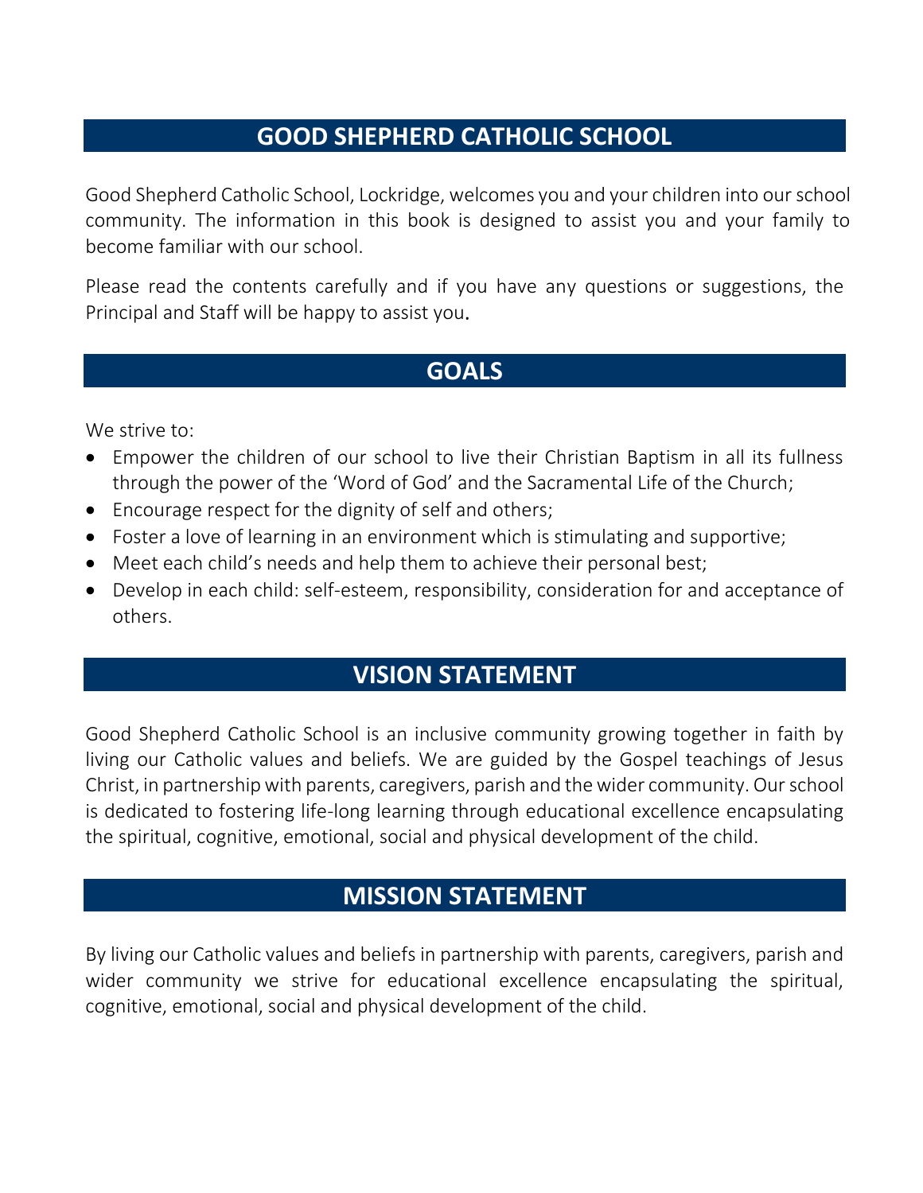## GOOD SHEPHERD CATHOLIC SCHOOL

Good Shepherd Catholic School, Lockridge, welcomes you and your children into our school community. The information in this book is designed to assist you and your family to become familiar with our school.

Please read the contents carefully and if you have any questions or suggestions, the Principal and Staff will be happy to assist you.

## GOALS

We strive to:

- Empower the children of our school to live their Christian Baptism in all its fullness through the power of the 'Word of God' and the Sacramental Life of the Church;
- Encourage respect for the dignity of self and others;
- Foster a love of learning in an environment which is stimulating and supportive;
- Meet each child's needs and help them to achieve their personal best;
- Develop in each child: self-esteem, responsibility, consideration for and acceptance of others.

## VISION STATEMENT

Good Shepherd Catholic School is an inclusive community growing together in faith by living our Catholic values and beliefs. We are guided by the Gospel teachings of Jesus Christ, in partnership with parents, caregivers, parish and the wider community. Our school is dedicated to fostering life-long learning through educational excellence encapsulating the spiritual, cognitive, emotional, social and physical development of the child.

## MISSION STATEMENT

By living our Catholic values and beliefs in partnership with parents, caregivers, parish and wider community we strive for educational excellence encapsulating the spiritual, cognitive, emotional, social and physical development of the child.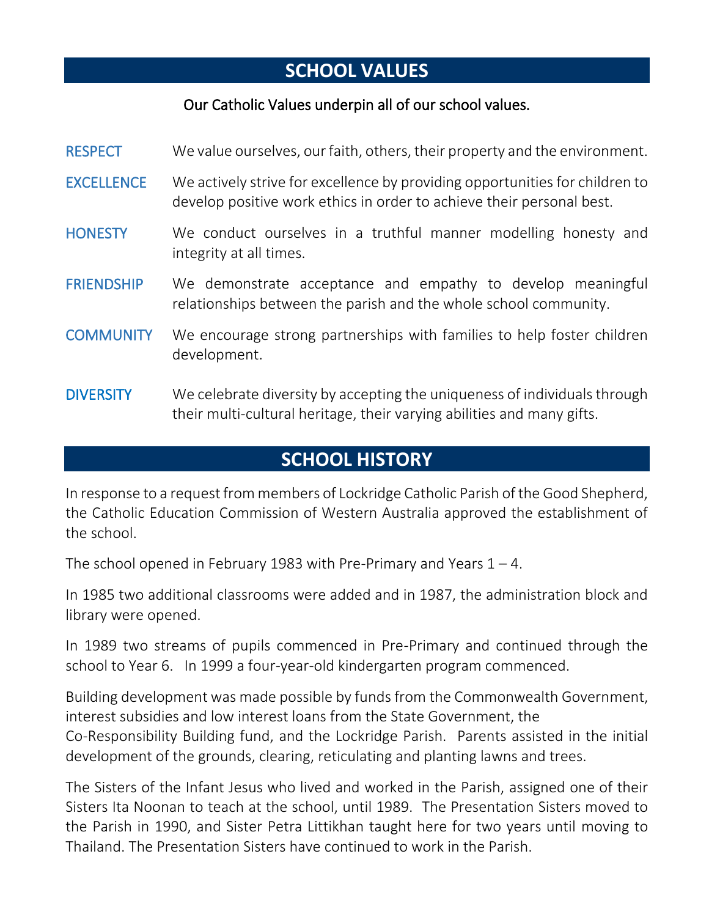## SCHOOL VALUES

Our Catholic Values underpin all of our school values.

**RESPECT** We value ourselves, our faith, others, their property and the environment.

**EXCELLENCE** We actively strive for excellence by providing opportunities for children to develop positive work ethics in order to achieve their personal best.

**HONESTY** We conduct ourselves in a truthful manner modelling honesty and integrity at all times.

**FRIENDSHIP** We demonstrate acceptance and empathy to develop meaningful relationships between the parish and the whole school community.

**COMMUNITY** We encourage strong partnerships with families to help foster children development.

**DIVERSITY** We celebrate diversity by accepting the uniqueness of individuals through their multi-cultural heritage, their varying abilities and many gifts.

## SCHOOL HISTORY

In response to a request from members of Lockridge Catholic Parish of the Good Shepherd, the Catholic Education Commission of Western Australia approved the establishment of the school.

The school opened in February 1983 with Pre-Primary and Years 1 – 4.

In 1985 two additional classrooms were added and in 1987, the administration block and library were opened.

In 1989 two streams of pupils commenced in Pre-Primary and continued through the school to Year 6. In 1999 a four-year-old kindergarten program commenced.

Building development was made possible by funds from the Commonwealth Government, interest subsidies and low interest loans from the State Government, the Co-Responsibility Building fund, and the Lockridge Parish. Parents assisted in the initial development of the grounds, clearing, reticulating and planting lawns and trees.

The Sisters of the Infant Jesus who lived and worked in the Parish, assigned one of their Sisters Ita Noonan to teach at the school, until 1989. The Presentation Sisters moved to the Parish in 1990, and Sister Petra Littikhan taught here for two years until moving to Thailand. The Presentation Sisters have continued to work in the Parish.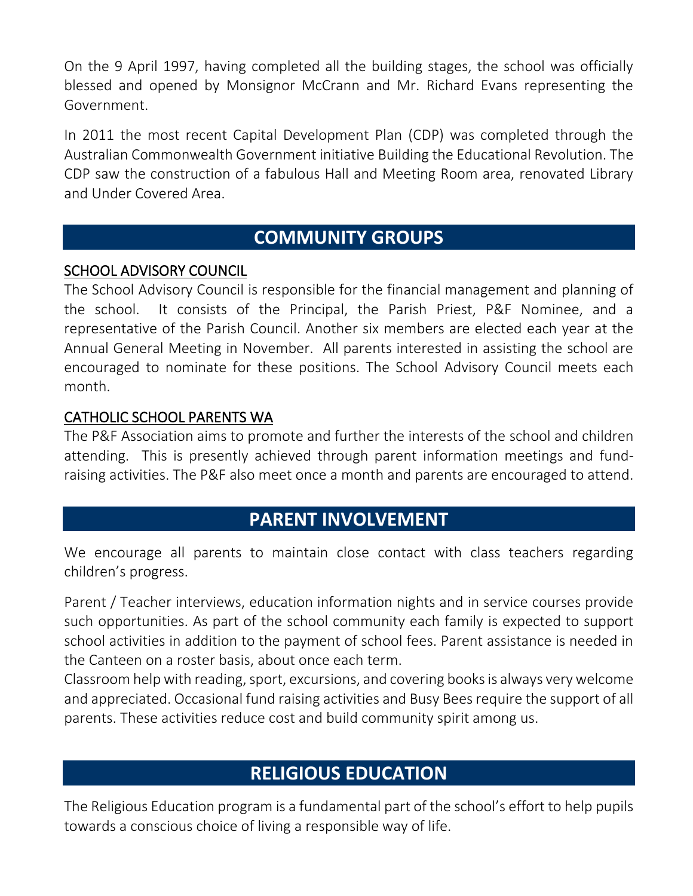On the 9 April 1997, having completed all the building stages, the school was officially blessed and opened by Monsignor McCrann and Mr. Richard Evans representing the Government.

In 2011 the most recent Capital Development Plan (CDP) was completed through the Australian Commonwealth Government initiative Building the Educational Revolution. The CDP saw the construction of a fabulous Hall and Meeting Room area, renovated Library and Under Covered Area.

## COMMUNITY GROUPS

### SCHOOL ADVISORY COUNCIL

The School Advisory Council is responsible for the financial management and planning of the school. It consists of the Principal, the Parish Priest, P&F Nominee, and a representative of the Parish Council. Another six members are elected each year at the Annual General Meeting in November. All parents interested in assisting the school are encouraged to nominate for these positions. The School Advisory Council meets each month.

### CATHOLIC SCHOOL PARENTS WA

The P&F Association aims to promote and further the interests of the school and children attending. This is presently achieved through parent information meetings and fund-raising activities. The P&F also meet once a month and parents are encouraged to attend.

## PARENT INVOLVEMENT

We encourage all parents to maintain close contact with class teachers regarding children's progress.

Parent / Teacher interviews, education information nights and in service courses provide such opportunities. As part of the school community each family is expected to support school activities in addition to the payment of school fees. Parent assistance is needed in the Canteen on a roster basis, about once each term.
Classroom help with reading, sport, excursions, and covering books is always very welcome and appreciated. Occasional fund raising activities and Busy Bees require the support of all parents. These activities reduce cost and build community spirit among us.

## RELIGIOUS EDUCATION

The Religious Education program is a fundamental part of the school's effort to help pupils towards a conscious choice of living a responsible way of life.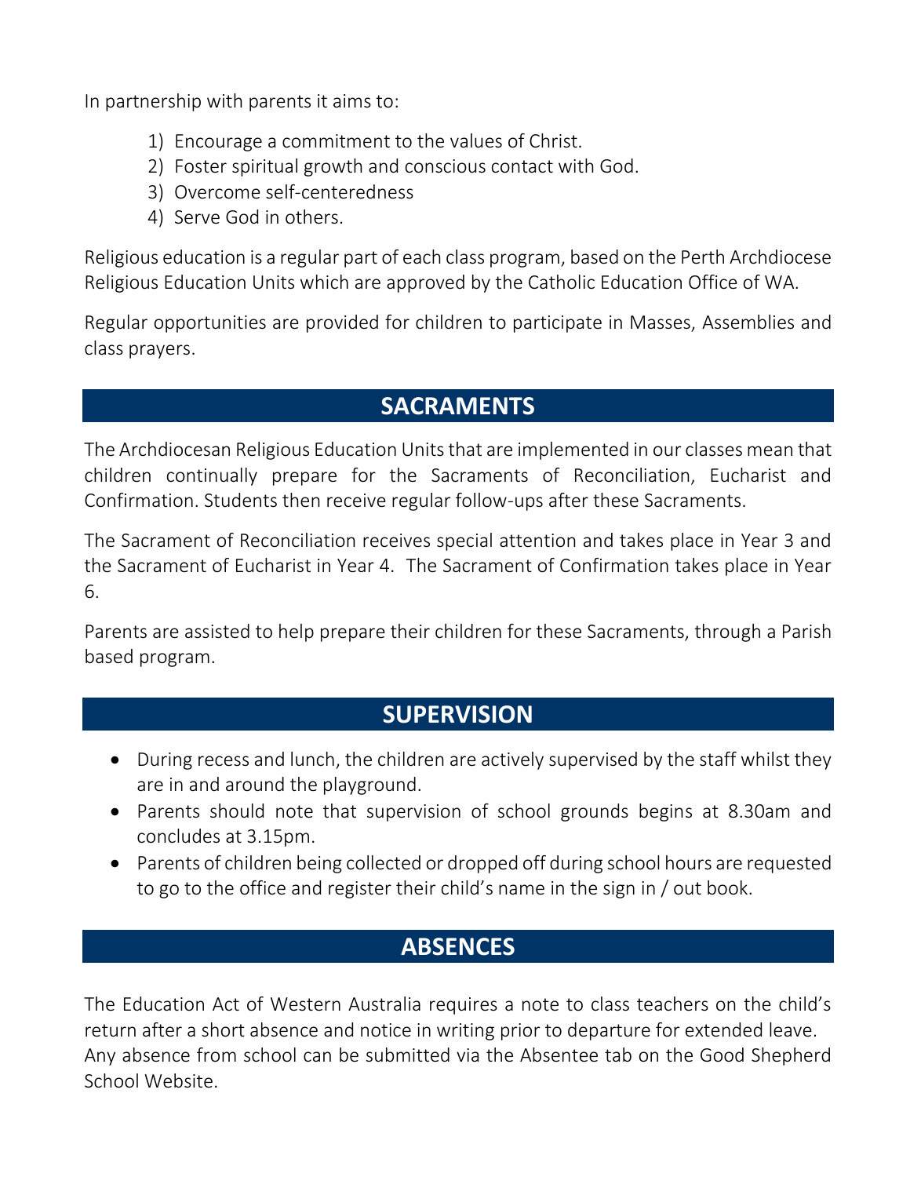In partnership with parents it aims to:

1) Encourage a commitment to the values of Christ.
2) Foster spiritual growth and conscious contact with God.
3) Overcome self-centeredness
4) Serve God in others.

Religious education is a regular part of each class program, based on the Perth Archdiocese Religious Education Units which are approved by the Catholic Education Office of WA.

Regular opportunities are provided for children to participate in Masses, Assemblies and class prayers.

## SACRAMENTS

The Archdiocesan Religious Education Units that are implemented in our classes mean that children continually prepare for the Sacraments of Reconciliation, Eucharist and Confirmation. Students then receive regular follow-ups after these Sacraments.

The Sacrament of Reconciliation receives special attention and takes place in Year 3 and the Sacrament of Eucharist in Year 4. The Sacrament of Confirmation takes place in Year 6.

Parents are assisted to help prepare their children for these Sacraments, through a Parish based program.

## SUPERVISION

- During recess and lunch, the children are actively supervised by the staff whilst they are in and around the playground.
- Parents should note that supervision of school grounds begins at 8.30am and concludes at 3.15pm.
- Parents of children being collected or dropped off during school hours are requested to go to the office and register their child's name in the sign in / out book.

## ABSENCES

The Education Act of Western Australia requires a note to class teachers on the child's return after a short absence and notice in writing prior to departure for extended leave. Any absence from school can be submitted via the Absentee tab on the Good Shepherd School Website.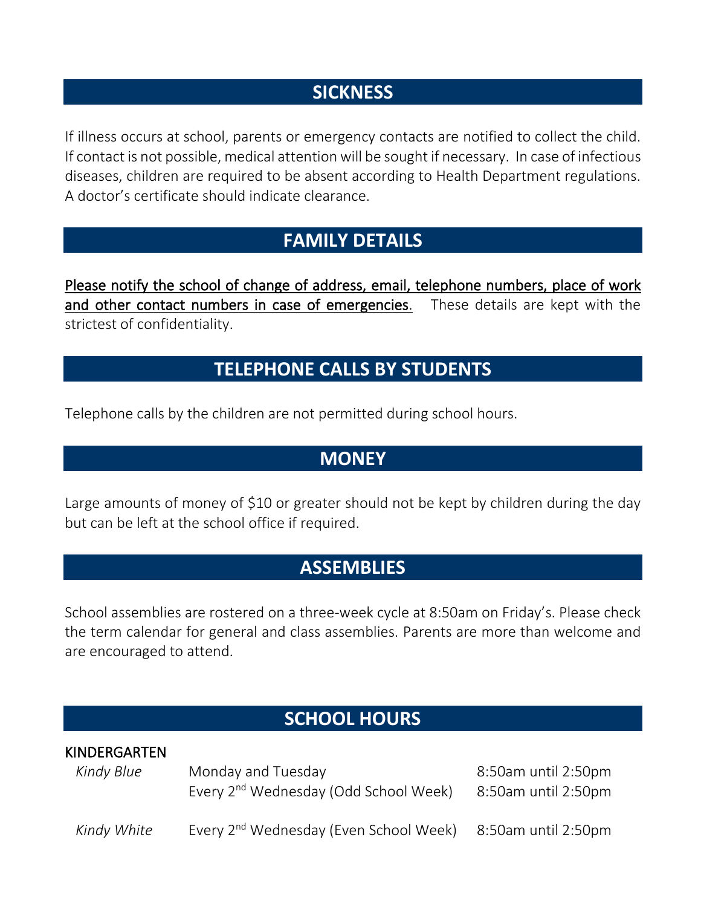## SICKNESS

If illness occurs at school, parents or emergency contacts are notified to collect the child. If contact is not possible, medical attention will be sought if necessary. In case of infectious diseases, children are required to be absent according to Health Department regulations. A doctor's certificate should indicate clearance.

## FAMILY DETAILS

Please notify the school of change of address, email, telephone numbers, place of work and other contact numbers in case of emergencies. These details are kept with the strictest of confidentiality.

## TELEPHONE CALLS BY STUDENTS

Telephone calls by the children are not permitted during school hours.

## MONEY

Large amounts of money of $10 or greater should not be kept by children during the day but can be left at the school office if required.

## ASSEMBLIES

School assemblies are rostered on a three-week cycle at 8:50am on Friday's. Please check the term calendar for general and class assemblies. Parents are more than welcome and are encouraged to attend.

## SCHOOL HOURS

**KINDERGARTEN**

| | | |
|---|---|---|
| *Kindy Blue* | Monday and Tuesday | 8:50am until 2:50pm |
| | Every 2nd Wednesday (Odd School Week) | 8:50am until 2:50pm |
| *Kindy White* | Every 2nd Wednesday (Even School Week) | 8:50am until 2:50pm |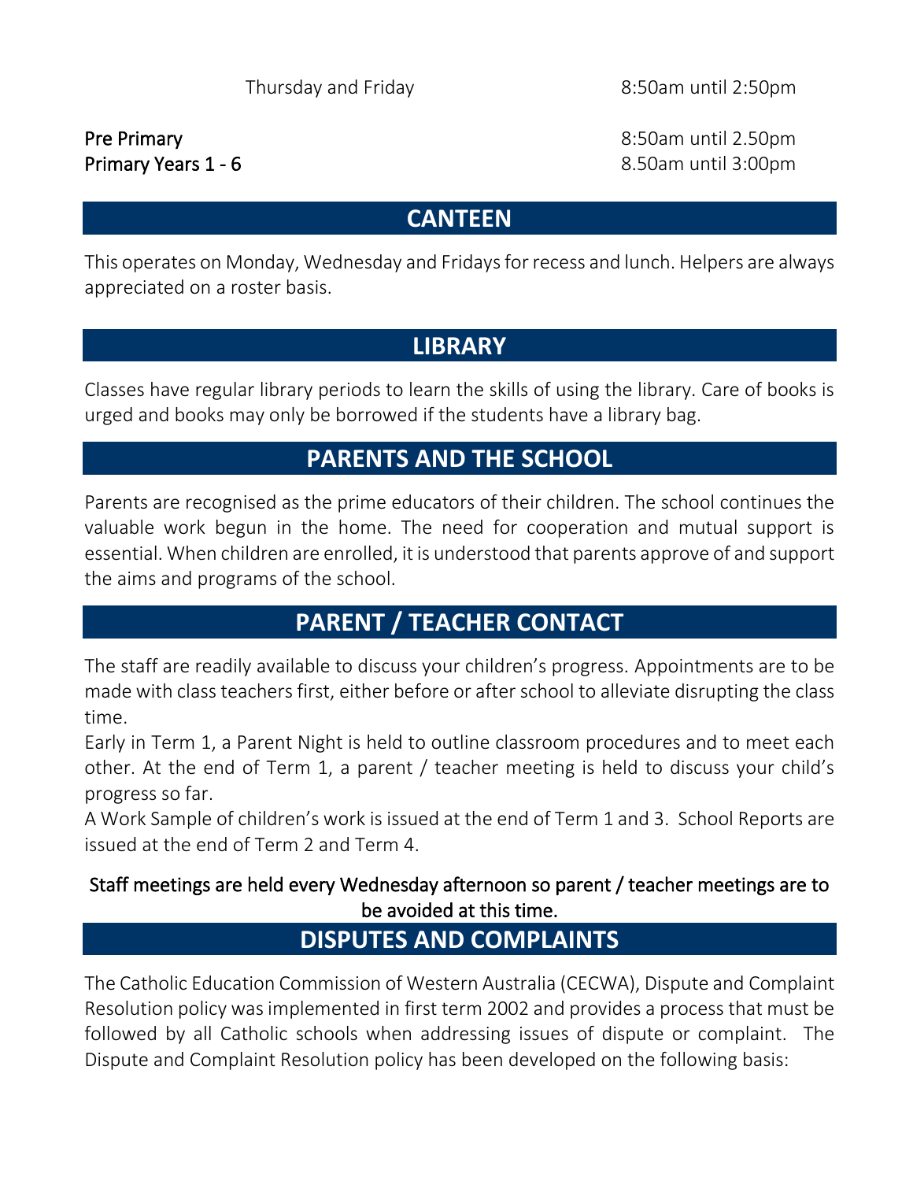Thursday and Friday 8:50am until 2:50pm

**Pre Primary** 8:50am until 2.50pm
**Primary Years 1 - 6** 8.50am until 3:00pm

## CANTEEN

This operates on Monday, Wednesday and Fridays for recess and lunch. Helpers are always appreciated on a roster basis.

## LIBRARY

Classes have regular library periods to learn the skills of using the library. Care of books is urged and books may only be borrowed if the students have a library bag.

## PARENTS AND THE SCHOOL

Parents are recognised as the prime educators of their children. The school continues the valuable work begun in the home. The need for cooperation and mutual support is essential. When children are enrolled, it is understood that parents approve of and support the aims and programs of the school.

## PARENT / TEACHER CONTACT

The staff are readily available to discuss your children's progress. Appointments are to be made with class teachers first, either before or after school to alleviate disrupting the class time.

Early in Term 1, a Parent Night is held to outline classroom procedures and to meet each other. At the end of Term 1, a parent / teacher meeting is held to discuss your child's progress so far.

A Work Sample of children's work is issued at the end of Term 1 and 3. School Reports are issued at the end of Term 2 and Term 4.

Staff meetings are held every Wednesday afternoon so parent / teacher meetings are to be avoided at this time.

## DISPUTES AND COMPLAINTS

The Catholic Education Commission of Western Australia (CECWA), Dispute and Complaint Resolution policy was implemented in first term 2002 and provides a process that must be followed by all Catholic schools when addressing issues of dispute or complaint. The Dispute and Complaint Resolution policy has been developed on the following basis: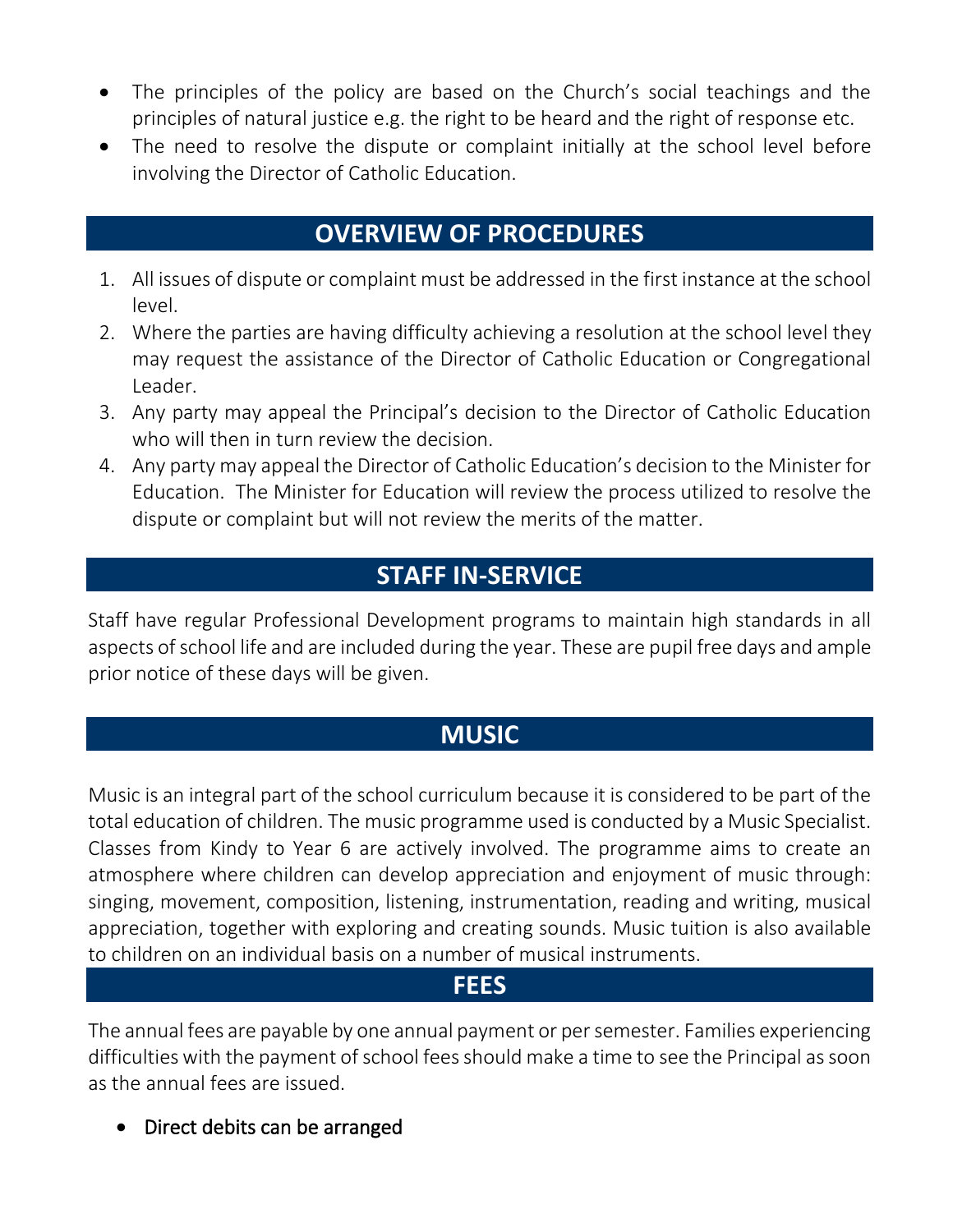- The principles of the policy are based on the Church's social teachings and the principles of natural justice e.g. the right to be heard and the right of response etc.
- The need to resolve the dispute or complaint initially at the school level before involving the Director of Catholic Education.

## OVERVIEW OF PROCEDURES

1. All issues of dispute or complaint must be addressed in the first instance at the school level.
2. Where the parties are having difficulty achieving a resolution at the school level they may request the assistance of the Director of Catholic Education or Congregational Leader.
3. Any party may appeal the Principal's decision to the Director of Catholic Education who will then in turn review the decision.
4. Any party may appeal the Director of Catholic Education's decision to the Minister for Education. The Minister for Education will review the process utilized to resolve the dispute or complaint but will not review the merits of the matter.

## STAFF IN-SERVICE

Staff have regular Professional Development programs to maintain high standards in all aspects of school life and are included during the year. These are pupil free days and ample prior notice of these days will be given.

## MUSIC

Music is an integral part of the school curriculum because it is considered to be part of the total education of children. The music programme used is conducted by a Music Specialist. Classes from Kindy to Year 6 are actively involved. The programme aims to create an atmosphere where children can develop appreciation and enjoyment of music through: singing, movement, composition, listening, instrumentation, reading and writing, musical appreciation, together with exploring and creating sounds. Music tuition is also available to children on an individual basis on a number of musical instruments.

## FEES

The annual fees are payable by one annual payment or per semester. Families experiencing difficulties with the payment of school fees should make a time to see the Principal as soon as the annual fees are issued.

- Direct debits can be arranged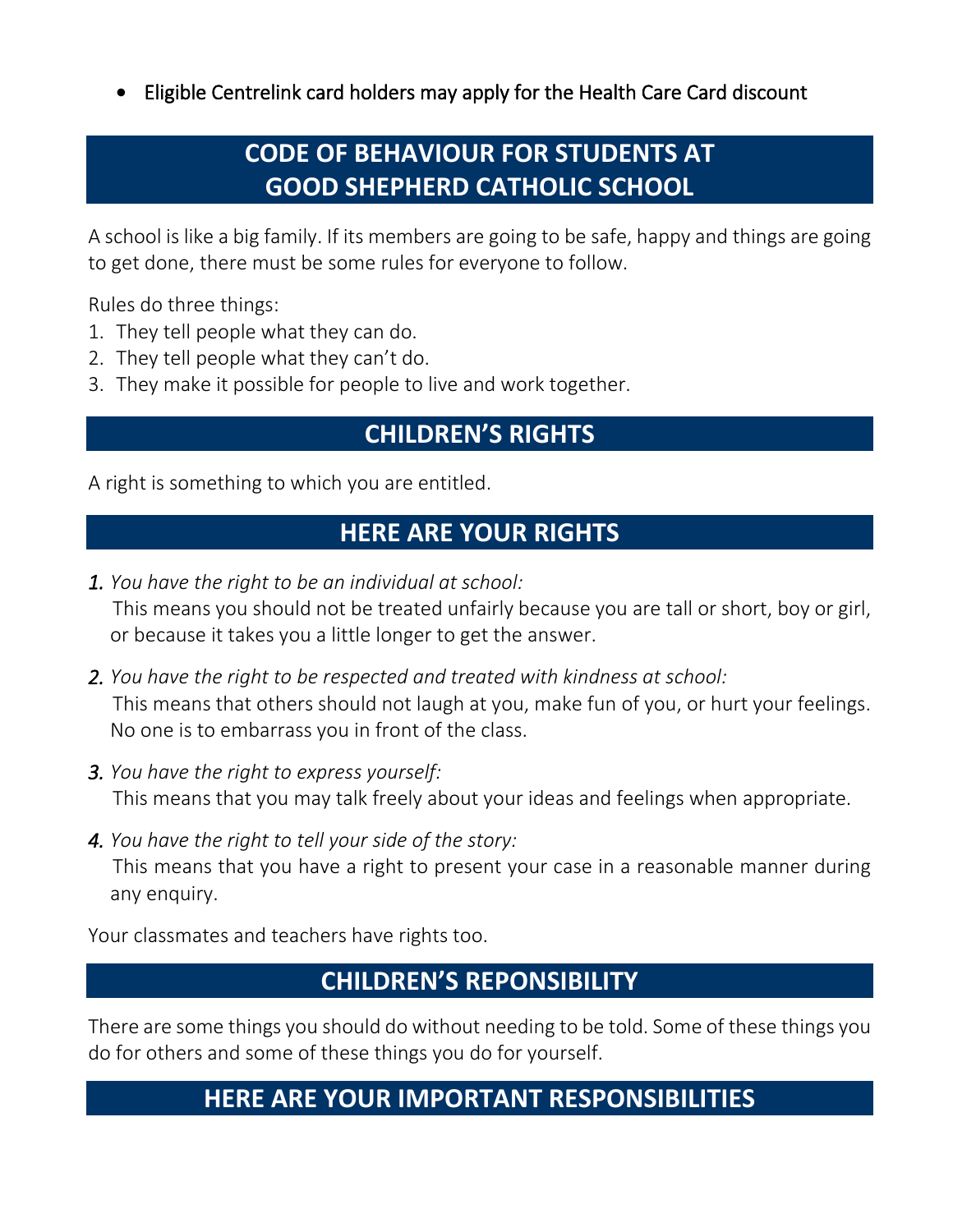- Eligible Centrelink card holders may apply for the Health Care Card discount

## CODE OF BEHAVIOUR FOR STUDENTS AT GOOD SHEPHERD CATHOLIC SCHOOL

A school is like a big family. If its members are going to be safe, happy and things are going to get done, there must be some rules for everyone to follow.

Rules do three things:

1. They tell people what they can do.
2. They tell people what they can't do.
3. They make it possible for people to live and work together.

## CHILDREN'S RIGHTS

A right is something to which you are entitled.

## HERE ARE YOUR RIGHTS

1. *You have the right to be an individual at school:*
   This means you should not be treated unfairly because you are tall or short, boy or girl, or because it takes you a little longer to get the answer.

2. *You have the right to be respected and treated with kindness at school:*
   This means that others should not laugh at you, make fun of you, or hurt your feelings. No one is to embarrass you in front of the class.

3. *You have the right to express yourself:*
   This means that you may talk freely about your ideas and feelings when appropriate.

4. *You have the right to tell your side of the story:*
   This means that you have a right to present your case in a reasonable manner during any enquiry.

Your classmates and teachers have rights too.

## CHILDREN'S REPONSIBILITY

There are some things you should do without needing to be told. Some of these things you do for others and some of these things you do for yourself.

## HERE ARE YOUR IMPORTANT RESPONSIBILITIES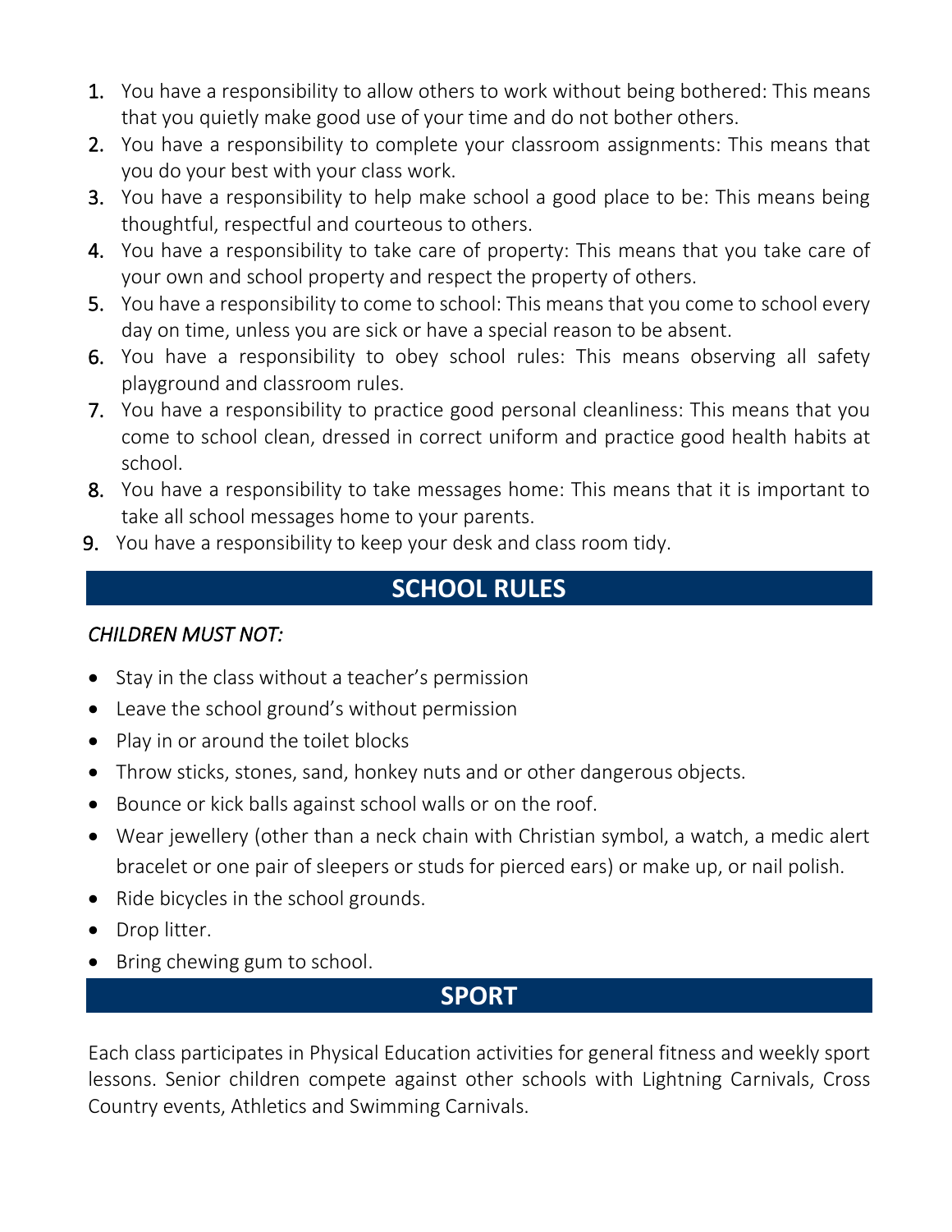1. You have a responsibility to allow others to work without being bothered: This means that you quietly make good use of your time and do not bother others.
2. You have a responsibility to complete your classroom assignments: This means that you do your best with your class work.
3. You have a responsibility to help make school a good place to be: This means being thoughtful, respectful and courteous to others.
4. You have a responsibility to take care of property: This means that you take care of your own and school property and respect the property of others.
5. You have a responsibility to come to school: This means that you come to school every day on time, unless you are sick or have a special reason to be absent.
6. You have a responsibility to obey school rules: This means observing all safety playground and classroom rules.
7. You have a responsibility to practice good personal cleanliness: This means that you come to school clean, dressed in correct uniform and practice good health habits at school.
8. You have a responsibility to take messages home: This means that it is important to take all school messages home to your parents.
9. You have a responsibility to keep your desk and class room tidy.

## SCHOOL RULES

*CHILDREN MUST NOT:*

- Stay in the class without a teacher's permission
- Leave the school ground's without permission
- Play in or around the toilet blocks
- Throw sticks, stones, sand, honkey nuts and or other dangerous objects.
- Bounce or kick balls against school walls or on the roof.
- Wear jewellery (other than a neck chain with Christian symbol, a watch, a medic alert bracelet or one pair of sleepers or studs for pierced ears) or make up, or nail polish.
- Ride bicycles in the school grounds.
- Drop litter.
- Bring chewing gum to school.

## SPORT

Each class participates in Physical Education activities for general fitness and weekly sport lessons. Senior children compete against other schools with Lightning Carnivals, Cross Country events, Athletics and Swimming Carnivals.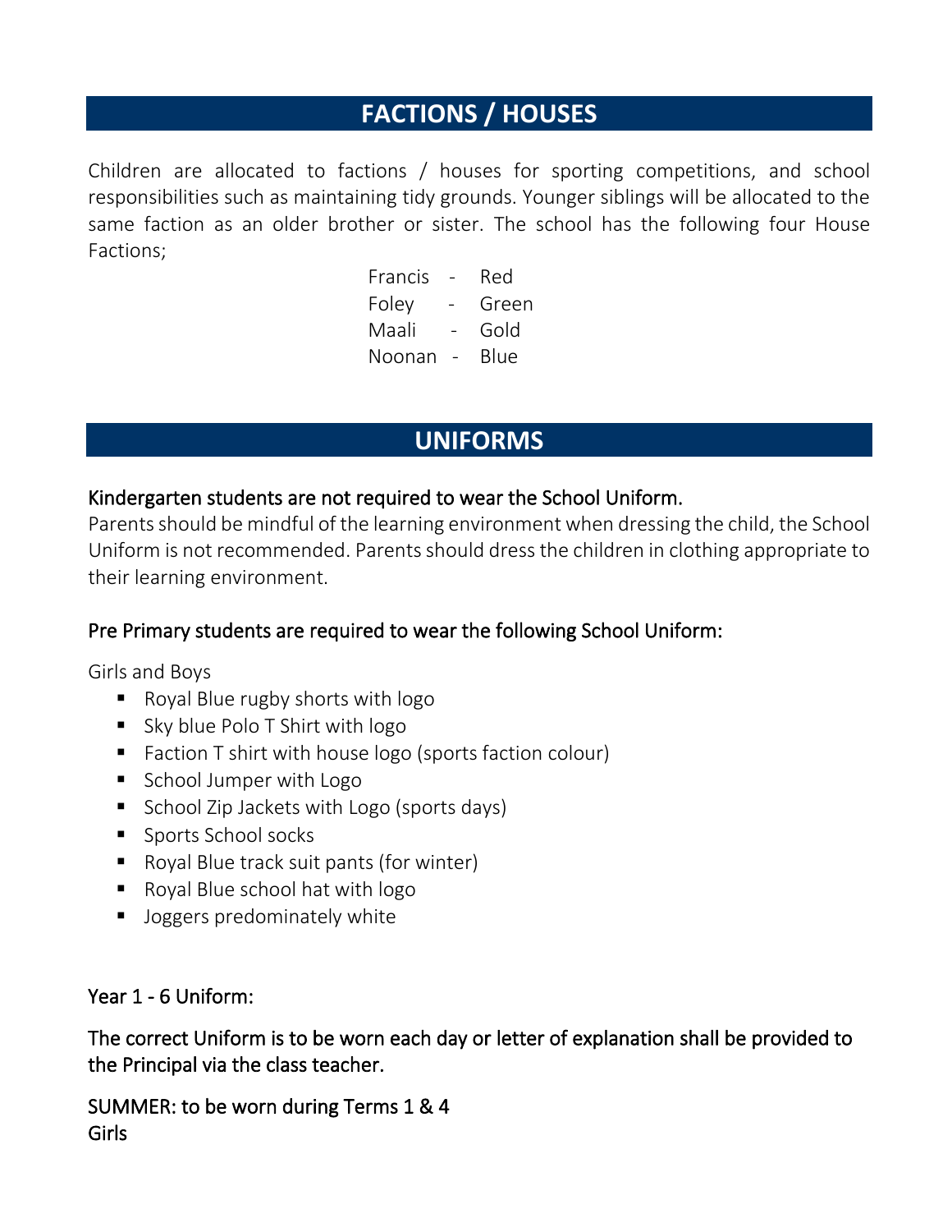## FACTIONS / HOUSES

Children are allocated to factions / houses for sporting competitions, and school responsibilities such as maintaining tidy grounds. Younger siblings will be allocated to the same faction as an older brother or sister. The school has the following four House Factions;

Francis - Red
Foley - Green
Maali - Gold
Noonan - Blue

## UNIFORMS

Kindergarten students are not required to wear the School Uniform.

Parents should be mindful of the learning environment when dressing the child, the School Uniform is not recommended. Parents should dress the children in clothing appropriate to their learning environment.

Pre Primary students are required to wear the following School Uniform:

Girls and Boys

- Royal Blue rugby shorts with logo
- Sky blue Polo T Shirt with logo
- Faction T shirt with house logo (sports faction colour)
- School Jumper with Logo
- School Zip Jackets with Logo (sports days)
- Sports School socks
- Royal Blue track suit pants (for winter)
- Royal Blue school hat with logo
- Joggers predominately white

Year 1 - 6 Uniform:

The correct Uniform is to be worn each day or letter of explanation shall be provided to the Principal via the class teacher.

SUMMER: to be worn during Terms 1 & 4
Girls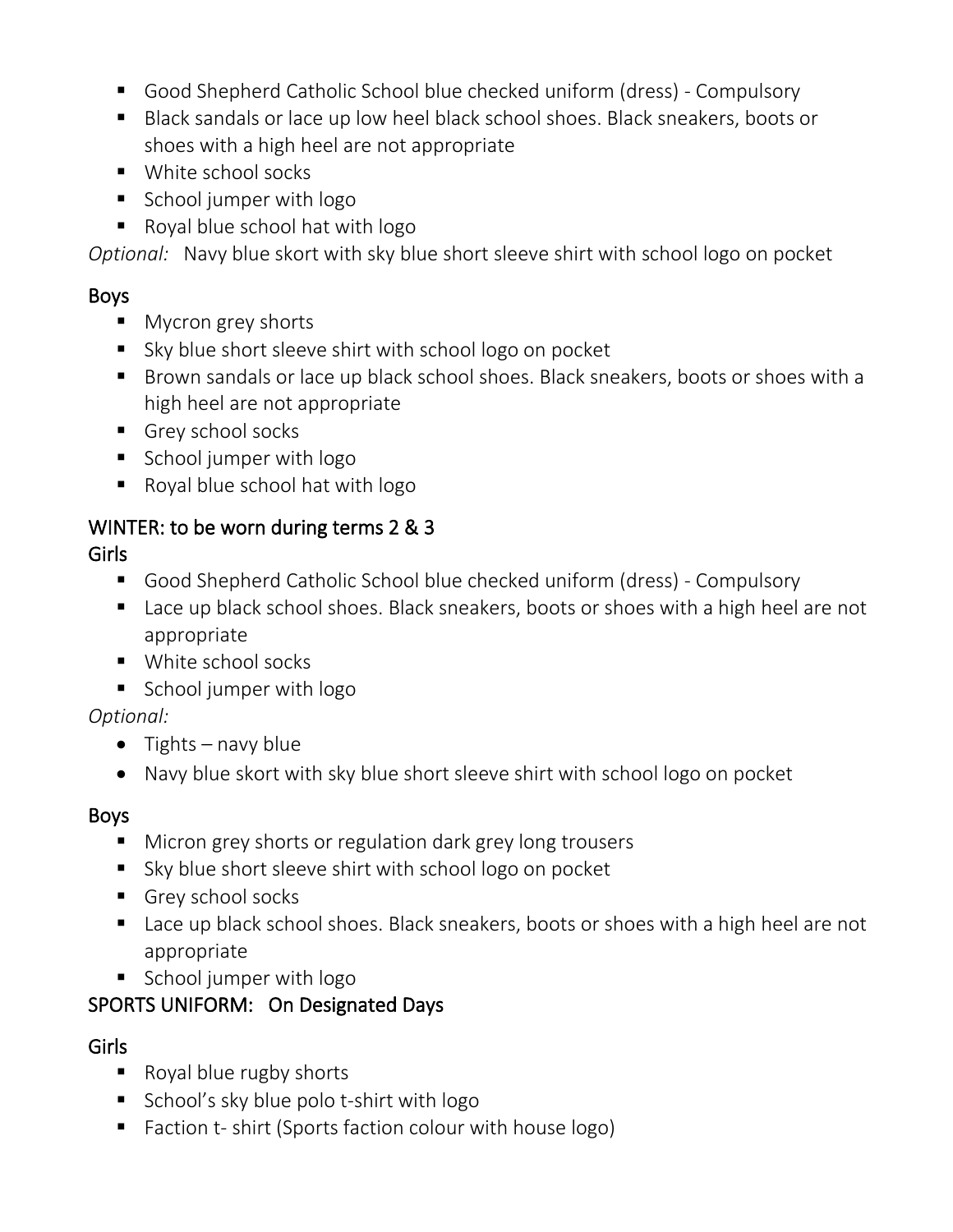- Good Shepherd Catholic School blue checked uniform (dress) - Compulsory
- Black sandals or lace up low heel black school shoes. Black sneakers, boots or shoes with a high heel are not appropriate
- White school socks
- School jumper with logo
- Royal blue school hat with logo

*Optional:* Navy blue skort with sky blue short sleeve shirt with school logo on pocket

### Boys

- Mycron grey shorts
- Sky blue short sleeve shirt with school logo on pocket
- Brown sandals or lace up black school shoes. Black sneakers, boots or shoes with a high heel are not appropriate
- Grey school socks
- School jumper with logo
- Royal blue school hat with logo

## WINTER: to be worn during terms 2 & 3

### Girls

- Good Shepherd Catholic School blue checked uniform (dress) - Compulsory
- Lace up black school shoes. Black sneakers, boots or shoes with a high heel are not appropriate
- White school socks
- School jumper with logo

*Optional:*

- Tights – navy blue
- Navy blue skort with sky blue short sleeve shirt with school logo on pocket

### Boys

- Micron grey shorts or regulation dark grey long trousers
- Sky blue short sleeve shirt with school logo on pocket
- Grey school socks
- Lace up black school shoes. Black sneakers, boots or shoes with a high heel are not appropriate
- School jumper with logo

## SPORTS UNIFORM: On Designated Days

### Girls

- Royal blue rugby shorts
- School's sky blue polo t-shirt with logo
- Faction t- shirt (Sports faction colour with house logo)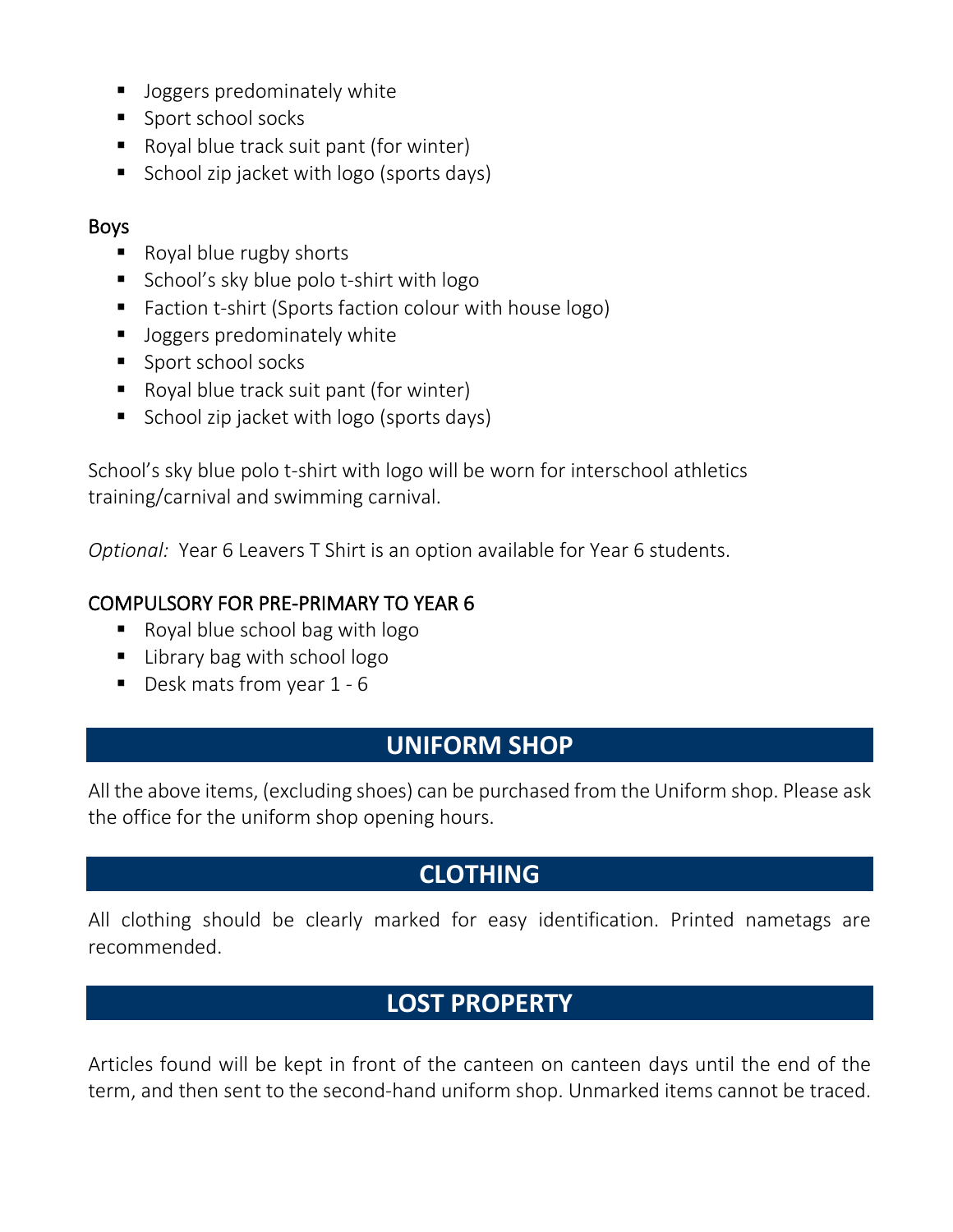- Joggers predominately white
- Sport school socks
- Royal blue track suit pant (for winter)
- School zip jacket with logo (sports days)

### Boys

- Royal blue rugby shorts
- School's sky blue polo t-shirt with logo
- Faction t-shirt (Sports faction colour with house logo)
- Joggers predominately white
- Sport school socks
- Royal blue track suit pant (for winter)
- School zip jacket with logo (sports days)

School's sky blue polo t-shirt with logo will be worn for interschool athletics training/carnival and swimming carnival.

*Optional:* Year 6 Leavers T Shirt is an option available for Year 6 students.

### COMPULSORY FOR PRE-PRIMARY TO YEAR 6

- Royal blue school bag with logo
- Library bag with school logo
- Desk mats from year 1 - 6

## UNIFORM SHOP

All the above items, (excluding shoes) can be purchased from the Uniform shop. Please ask the office for the uniform shop opening hours.

## CLOTHING

All clothing should be clearly marked for easy identification. Printed nametags are recommended.

## LOST PROPERTY

Articles found will be kept in front of the canteen on canteen days until the end of the term, and then sent to the second-hand uniform shop. Unmarked items cannot be traced.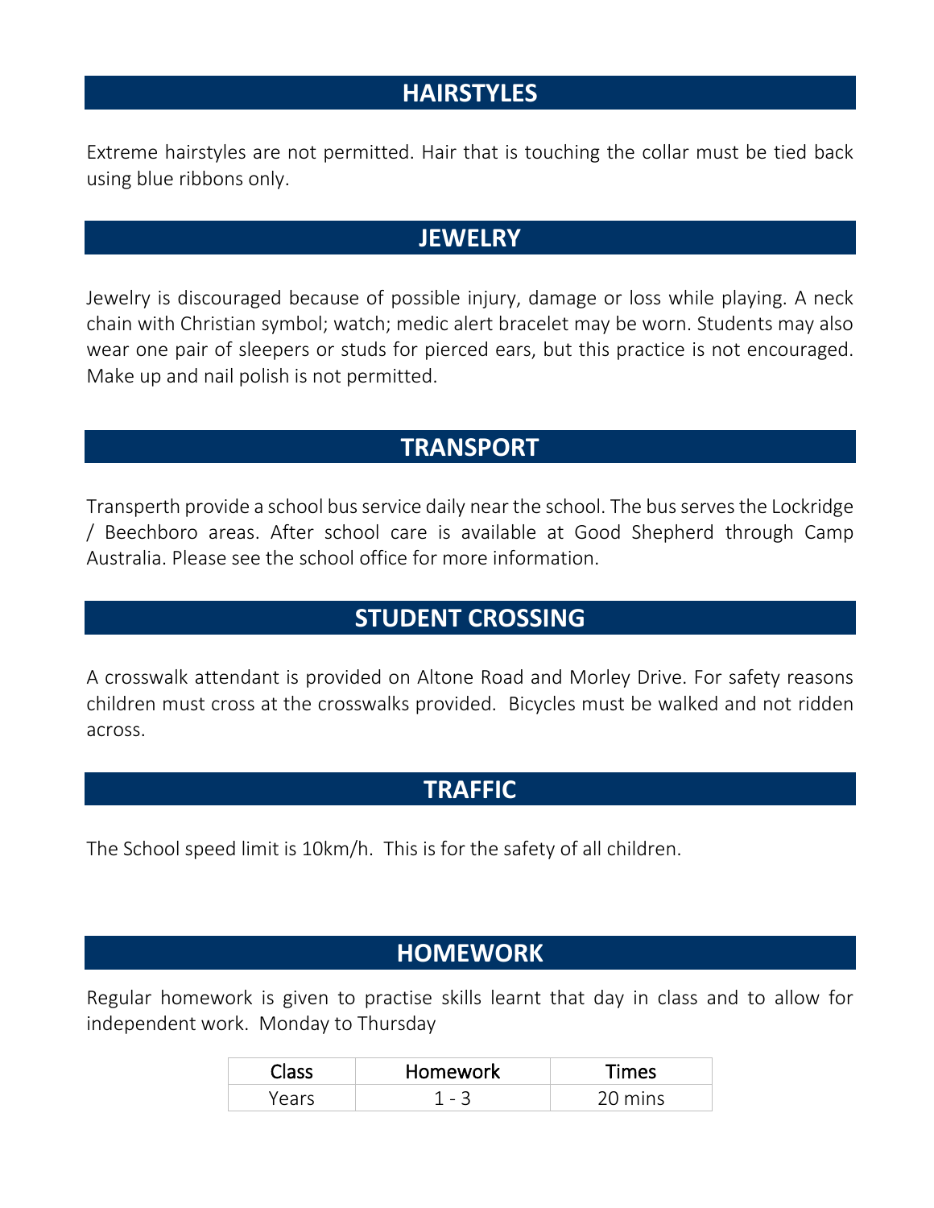## HAIRSTYLES

Extreme hairstyles are not permitted. Hair that is touching the collar must be tied back using blue ribbons only.

## JEWELRY

Jewelry is discouraged because of possible injury, damage or loss while playing. A neck chain with Christian symbol; watch; medic alert bracelet may be worn. Students may also wear one pair of sleepers or studs for pierced ears, but this practice is not encouraged. Make up and nail polish is not permitted.

## TRANSPORT

Transperth provide a school bus service daily near the school. The bus serves the Lockridge / Beechboro areas. After school care is available at Good Shepherd through Camp Australia. Please see the school office for more information.

## STUDENT CROSSING

A crosswalk attendant is provided on Altone Road and Morley Drive. For safety reasons children must cross at the crosswalks provided. Bicycles must be walked and not ridden across.

## TRAFFIC

The School speed limit is 10km/h. This is for the safety of all children.

## HOMEWORK

Regular homework is given to practise skills learnt that day in class and to allow for independent work. Monday to Thursday

| Class | Homework | Times |
| --- | --- | --- |
| Years | 1 - 3 | 20 mins |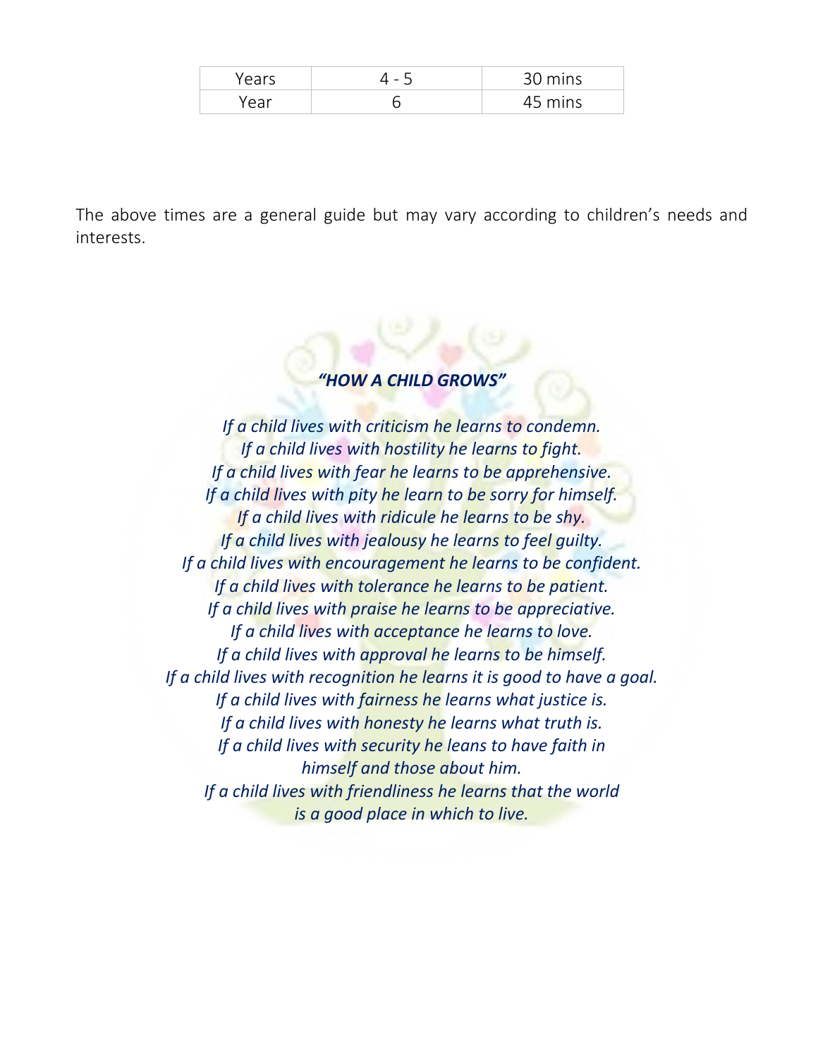| Years | 4 - 5 | 30 mins |
| --- | --- | --- |
| Year | 6 | 45 mins |

The above times are a general guide but may vary according to children's needs and interests.

***"HOW A CHILD GROWS"***

*If a child lives with criticism he learns to condemn.*
*If a child lives with hostility he learns to fight.*
*If a child lives with fear he learns to be apprehensive.*
*If a child lives with pity he learn to be sorry for himself.*
*If a child lives with ridicule he learns to be shy.*
*If a child lives with jealousy he learns to feel guilty.*
*If a child lives with encouragement he learns to be confident.*
*If a child lives with tolerance he learns to be patient.*
*If a child lives with praise he learns to be appreciative.*
*If a child lives with acceptance he learns to love.*
*If a child lives with approval he learns to be himself.*
*If a child lives with recognition he learns it is good to have a goal.*
*If a child lives with fairness he learns what justice is.*
*If a child lives with honesty he learns what truth is.*
*If a child lives with security he leans to have faith in himself and those about him.*
*If a child lives with friendliness he learns that the world is a good place in which to live.*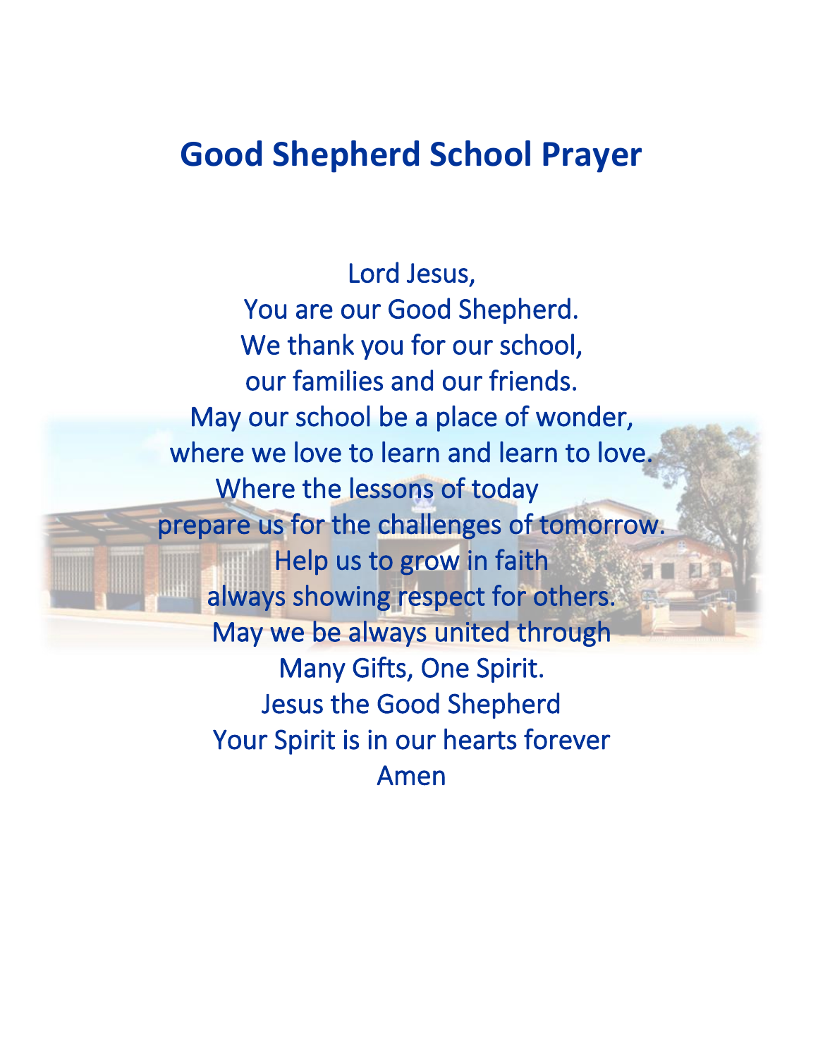# Good Shepherd School Prayer

Lord Jesus,
You are our Good Shepherd.
We thank you for our school,
our families and our friends.
May our school be a place of wonder,
where we love to learn and learn to love.
Where the lessons of today
prepare us for the challenges of tomorrow.
Help us to grow in faith
always showing respect for others.
May we be always united through
Many Gifts, One Spirit.
Jesus the Good Shepherd
Your Spirit is in our hearts forever
Amen